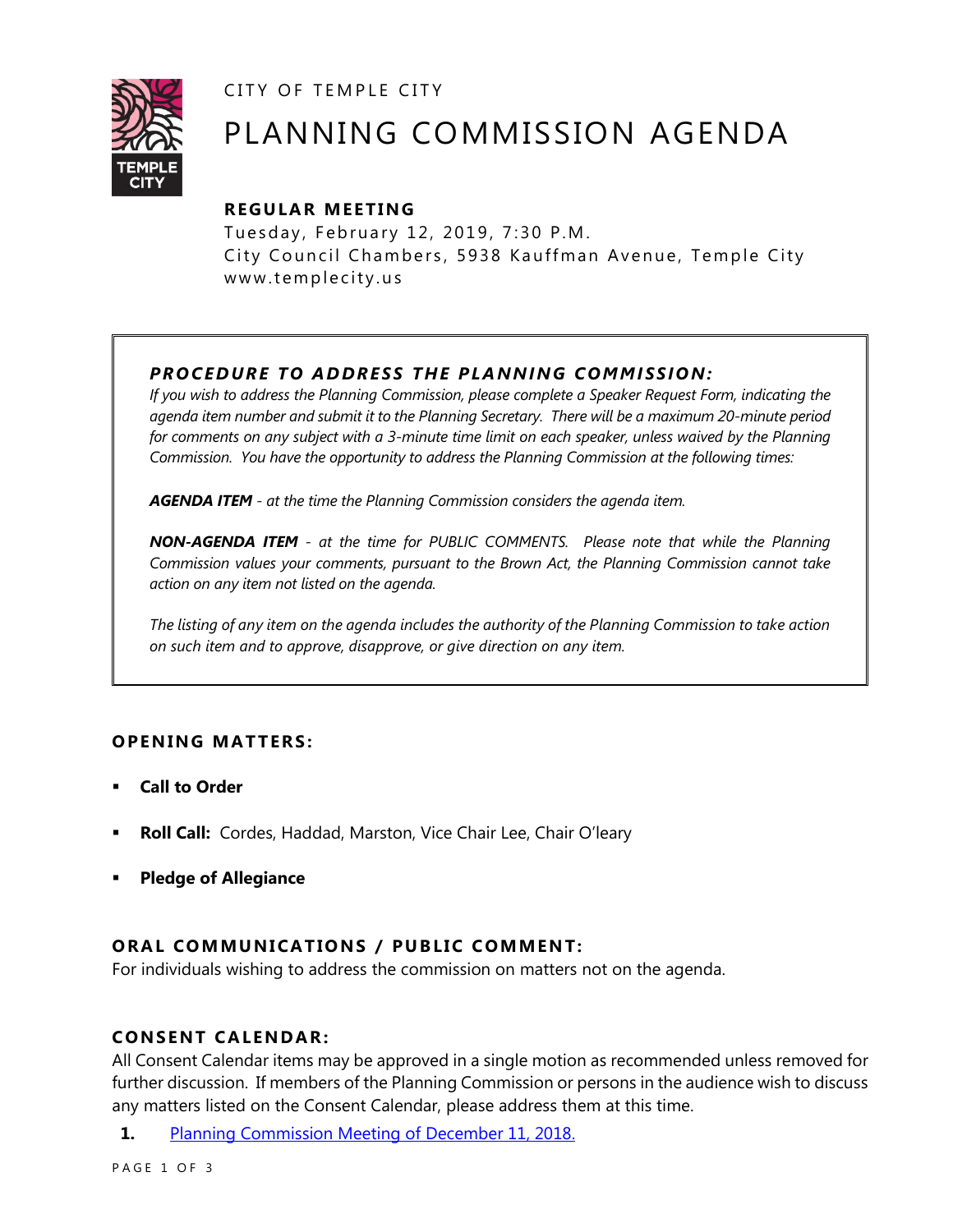CITY OF TEMPLE CITY

# PLANNING COMMISSION AGENDA

### REGULAR MEETING

Tuesday, February 12, 2019, 7:30 P.M.
City Council Chambers, 5938 Kauffman Avenue, Temple City
www.templecity.us

***PROCEDURE TO ADDRESS THE PLANNING COMMISSION:***

*If you wish to address the Planning Commission, please complete a Speaker Request Form, indicating the agenda item number and submit it to the Planning Secretary. There will be a maximum 20-minute period for comments on any subject with a 3-minute time limit on each speaker, unless waived by the Planning Commission. You have the opportunity to address the Planning Commission at the following times:*

***AGENDA ITEM** - at the time the Planning Commission considers the agenda item.*

***NON-AGENDA ITEM** - at the time for PUBLIC COMMENTS. Please note that while the Planning Commission values your comments, pursuant to the Brown Act, the Planning Commission cannot take action on any item not listed on the agenda.*

*The listing of any item on the agenda includes the authority of the Planning Commission to take action on such item and to approve, disapprove, or give direction on any item.*

### OPENING MATTERS:

- **Call to Order**
- **Roll Call:** Cordes, Haddad, Marston, Vice Chair Lee, Chair O'leary
- **Pledge of Allegiance**

### ORAL COMMUNICATIONS / PUBLIC COMMENT:

For individuals wishing to address the commission on matters not on the agenda.

### CONSENT CALENDAR:

All Consent Calendar items may be approved in a single motion as recommended unless removed for further discussion. If members of the Planning Commission or persons in the audience wish to discuss any matters listed on the Consent Calendar, please address them at this time.

**1.** Planning Commission Meeting of December 11, 2018.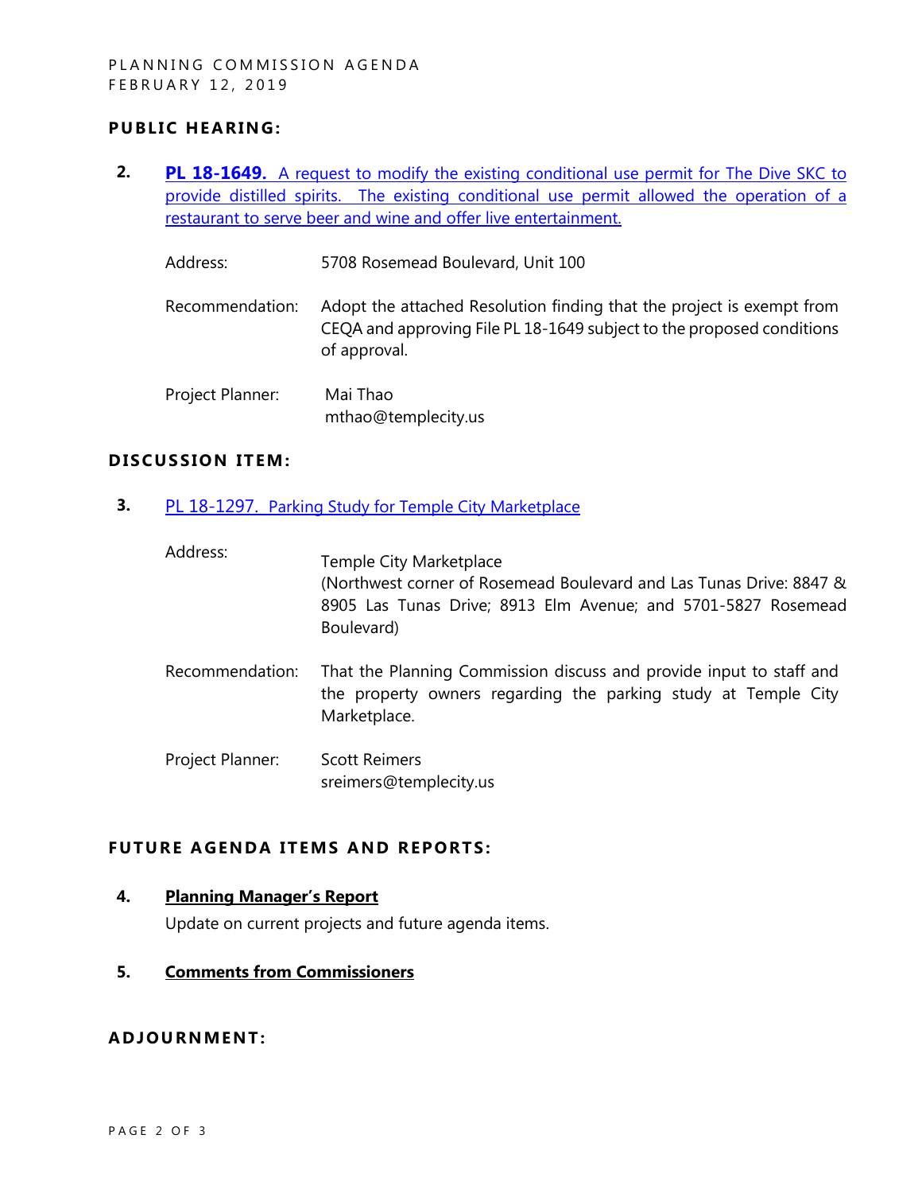## PUBLIC HEARING:

**2.** **PL 18-1649.** A request to modify the existing conditional use permit for The Dive SKC to provide distilled spirits. The existing conditional use permit allowed the operation of a restaurant to serve beer and wine and offer live entertainment.

Address: 5708 Rosemead Boulevard, Unit 100

Recommendation: Adopt the attached Resolution finding that the project is exempt from CEQA and approving File PL 18-1649 subject to the proposed conditions of approval.

Project Planner: Mai Thao
mthao@templecity.us

## DISCUSSION ITEM:

**3.** PL 18-1297. Parking Study for Temple City Marketplace

Address: Temple City Marketplace
(Northwest corner of Rosemead Boulevard and Las Tunas Drive: 8847 & 8905 Las Tunas Drive; 8913 Elm Avenue; and 5701-5827 Rosemead Boulevard)

Recommendation: That the Planning Commission discuss and provide input to staff and the property owners regarding the parking study at Temple City Marketplace.

Project Planner: Scott Reimers
sreimers@templecity.us

## FUTURE AGENDA ITEMS AND REPORTS:

**4.** **Planning Manager's Report**

Update on current projects and future agenda items.

**5.** **Comments from Commissioners**

## ADJOURNMENT: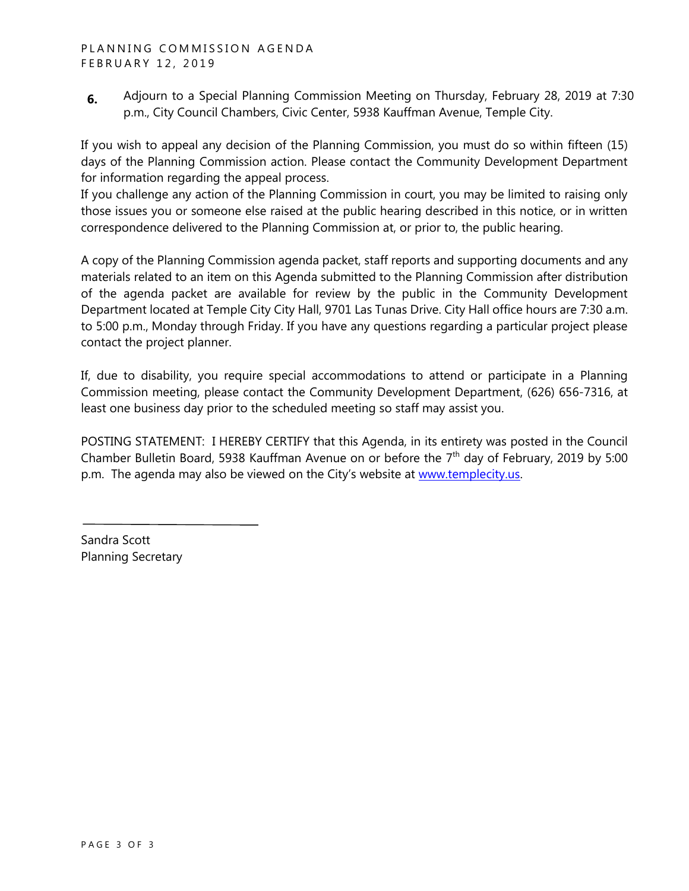6. Adjourn to a Special Planning Commission Meeting on Thursday, February 28, 2019 at 7:30 p.m., City Council Chambers, Civic Center, 5938 Kauffman Avenue, Temple City.

If you wish to appeal any decision of the Planning Commission, you must do so within fifteen (15) days of the Planning Commission action. Please contact the Community Development Department for information regarding the appeal process.
If you challenge any action of the Planning Commission in court, you may be limited to raising only those issues you or someone else raised at the public hearing described in this notice, or in written correspondence delivered to the Planning Commission at, or prior to, the public hearing.

A copy of the Planning Commission agenda packet, staff reports and supporting documents and any materials related to an item on this Agenda submitted to the Planning Commission after distribution of the agenda packet are available for review by the public in the Community Development Department located at Temple City City Hall, 9701 Las Tunas Drive. City Hall office hours are 7:30 a.m. to 5:00 p.m., Monday through Friday. If you have any questions regarding a particular project please contact the project planner.

If, due to disability, you require special accommodations to attend or participate in a Planning Commission meeting, please contact the Community Development Department, (626) 656-7316, at least one business day prior to the scheduled meeting so staff may assist you.

POSTING STATEMENT: I HEREBY CERTIFY that this Agenda, in its entirety was posted in the Council Chamber Bulletin Board, 5938 Kauffman Avenue on or before the 7th day of February, 2019 by 5:00 p.m. The agenda may also be viewed on the City's website at www.templecity.us.

______________________________

Sandra Scott
Planning Secretary